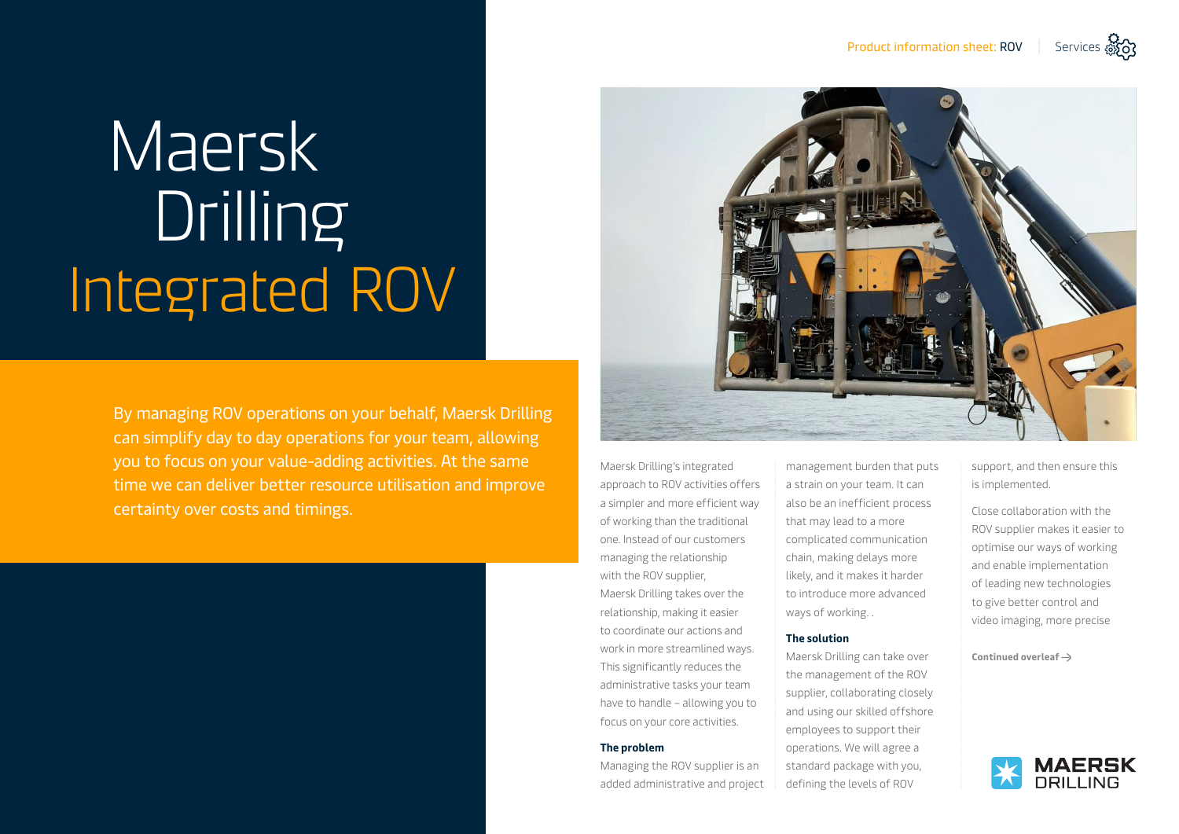# Maersk Drilling Integrated ROV

By managing ROV operations on your behalf, Maersk Drilling can simplify day to day operations for your team, allowing you to focus on your value-adding activities. At the same time we can deliver better resource utilisation and improve certainty over costs and timings.

Maersk Drilling's integrated approach to ROV activities offers a simpler and more efficient way of working than the traditional one. Instead of our customers managing the relationship with the ROV supplier, Maersk Drilling takes over the relationship, making it easier to coordinate our actions and work in more streamlined ways. This significantly reduces the administrative tasks your team have to handle – allowing you to focus on your core activities.

**The problem**

Managing the ROV supplier is an added administrative and project management burden that puts a strain on your team. It can also be an inefficient process that may lead to a more complicated communication chain, making delays more likely, and it makes it harder to introduce more advanced ways of working. .

**The solution**

Maersk Drilling can take over the management of the ROV supplier, collaborating closely and using our skilled offshore employees to support their operations. We will agree a standard package with you, defining the levels of ROV support, and then ensure this is implemented.

Close collaboration with the ROV supplier makes it easier to optimise our ways of working and enable implementation of leading new technologies to give better control and video imaging, more precise

**Continued overleaf →**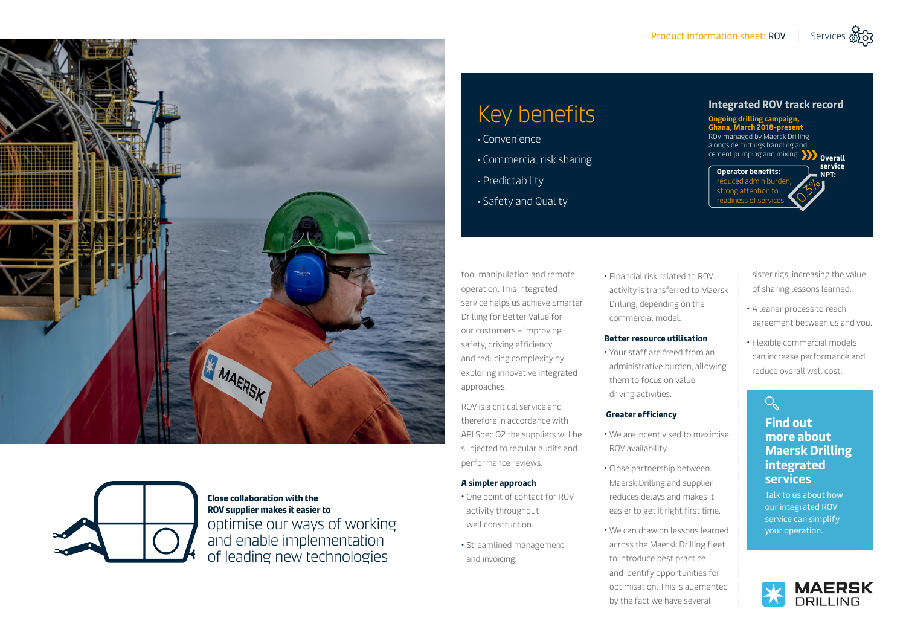## Key benefits

- Convenience
- Commercial risk sharing
- Predictability
- Safety and Quality

### Integrated ROV track record

**Ongoing drilling campaign, Ghana, March 2018-present**

ROV managed by Maersk Drilling alongside cuttings handling and cement pumping and mixing

**Operator benefits:** reduced admin burden, strong attention to readiness of services

**Overall service NPT:** 0.3%

tool manipulation and remote operation. This integrated service helps us achieve Smarter Drilling for Better Value for our customers – improving safety, driving efficiency and reducing complexity by exploring innovative integrated approaches.

ROV is a critical service and therefore in accordance with API Spec Q2 the suppliers will be subjected to regular audits and performance reviews.

#### A simpler approach

- One point of contact for ROV activity throughout well construction.
- Streamlined management and invoicing.
- Financial risk related to ROV activity is transferred to Maersk Drilling, depending on the commercial model.

#### Better resource utilisation

- Your staff are freed from an administrative burden, allowing them to focus on value driving activities.

#### Greater efficiency

- We are incentivised to maximise ROV availability.
- Close partnership between Maersk Drilling and supplier reduces delays and makes it easier to get it right first time.
- We can draw on lessons learned across the Maersk Drilling fleet to introduce best practice and identify opportunities for optimisation. This is augmented by the fact we have several sister rigs, increasing the value of sharing lessons learned.
- A leaner process to reach agreement between us and you.
- Flexible commercial models can increase performance and reduce overall well cost.

**Close collaboration with the ROV supplier makes it easier to** optimise our ways of working and enable implementation of leading new technologies

### Find out more about Maersk Drilling integrated services

Talk to us about how our integrated ROV service can simplify your operation.

MAERSK DRILLING